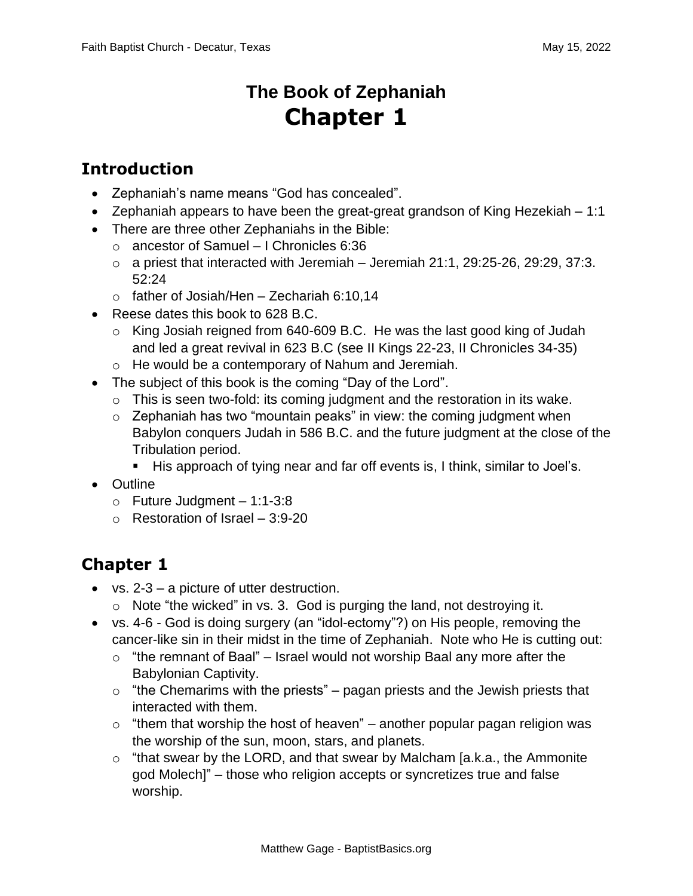# The Book of Zephaniah
# Chapter 1

## Introduction

- Zephaniah's name means "God has concealed".
- Zephaniah appears to have been the great-great grandson of King Hezekiah – 1:1
- There are three other Zephaniahs in the Bible:
  - ancestor of Samuel – I Chronicles 6:36
  - a priest that interacted with Jeremiah – Jeremiah 21:1, 29:25-26, 29:29, 37:3. 52:24
  - father of Josiah/Hen – Zechariah 6:10,14
- Reese dates this book to 628 B.C.
  - King Josiah reigned from 640-609 B.C. He was the last good king of Judah and led a great revival in 623 B.C (see II Kings 22-23, II Chronicles 34-35)
  - He would be a contemporary of Nahum and Jeremiah.
- The subject of this book is the coming "Day of the Lord".
  - This is seen two-fold: its coming judgment and the restoration in its wake.
  - Zephaniah has two "mountain peaks" in view: the coming judgment when Babylon conquers Judah in 586 B.C. and the future judgment at the close of the Tribulation period.
    - His approach of tying near and far off events is, I think, similar to Joel's.
- Outline
  - Future Judgment – 1:1-3:8
  - Restoration of Israel – 3:9-20

## Chapter 1

- vs. 2-3 – a picture of utter destruction.
  - Note "the wicked" in vs. 3. God is purging the land, not destroying it.
- vs. 4-6 - God is doing surgery (an "idol-ectomy"?) on His people, removing the cancer-like sin in their midst in the time of Zephaniah. Note who He is cutting out:
  - "the remnant of Baal" – Israel would not worship Baal any more after the Babylonian Captivity.
  - "the Chemarims with the priests" – pagan priests and the Jewish priests that interacted with them.
  - "them that worship the host of heaven" – another popular pagan religion was the worship of the sun, moon, stars, and planets.
  - "that swear by the LORD, and that swear by Malcham [a.k.a., the Ammonite god Molech]" – those who religion accepts or syncretizes true and false worship.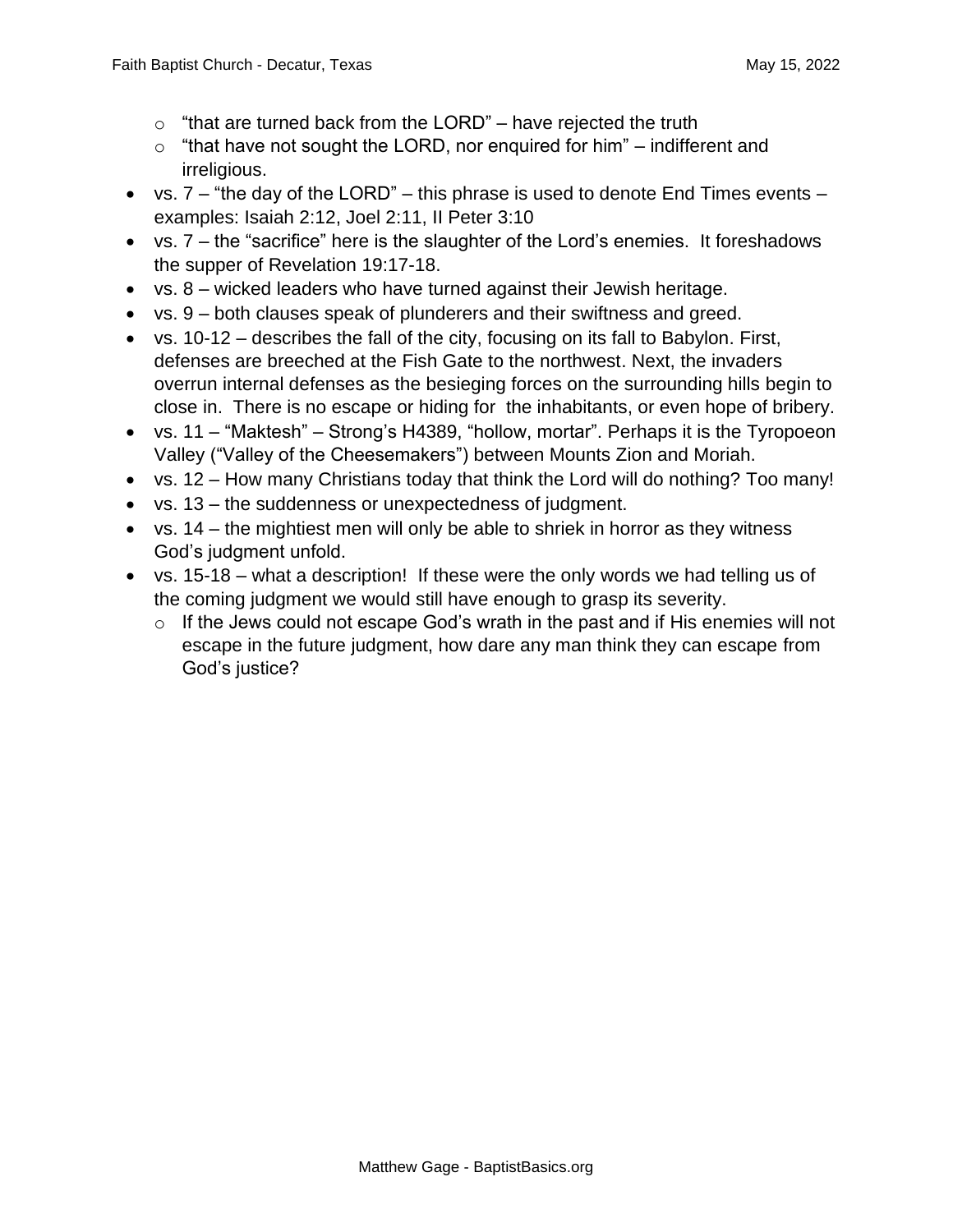- “that are turned back from the LORD” – have rejected the truth
  - “that have not sought the LORD, nor enquired for him” – indifferent and irreligious.
- vs. 7 – “the day of the LORD” – this phrase is used to denote End Times events – examples: Isaiah 2:12, Joel 2:11, II Peter 3:10
- vs. 7 – the “sacrifice” here is the slaughter of the Lord’s enemies. It foreshadows the supper of Revelation 19:17-18.
- vs. 8 – wicked leaders who have turned against their Jewish heritage.
- vs. 9 – both clauses speak of plunderers and their swiftness and greed.
- vs. 10-12 – describes the fall of the city, focusing on its fall to Babylon. First, defenses are breeched at the Fish Gate to the northwest. Next, the invaders overrun internal defenses as the besieging forces on the surrounding hills begin to close in. There is no escape or hiding for the inhabitants, or even hope of bribery.
- vs. 11 – “Maktesh” – Strong’s H4389, “hollow, mortar”. Perhaps it is the Tyropoeon Valley (“Valley of the Cheesemakers”) between Mounts Zion and Moriah.
- vs. 12 – How many Christians today that think the Lord will do nothing? Too many!
- vs. 13 – the suddenness or unexpectedness of judgment.
- vs. 14 – the mightiest men will only be able to shriek in horror as they witness God’s judgment unfold.
- vs. 15-18 – what a description! If these were the only words we had telling us of the coming judgment we would still have enough to grasp its severity.
  - If the Jews could not escape God’s wrath in the past and if His enemies will not escape in the future judgment, how dare any man think they can escape from God’s justice?